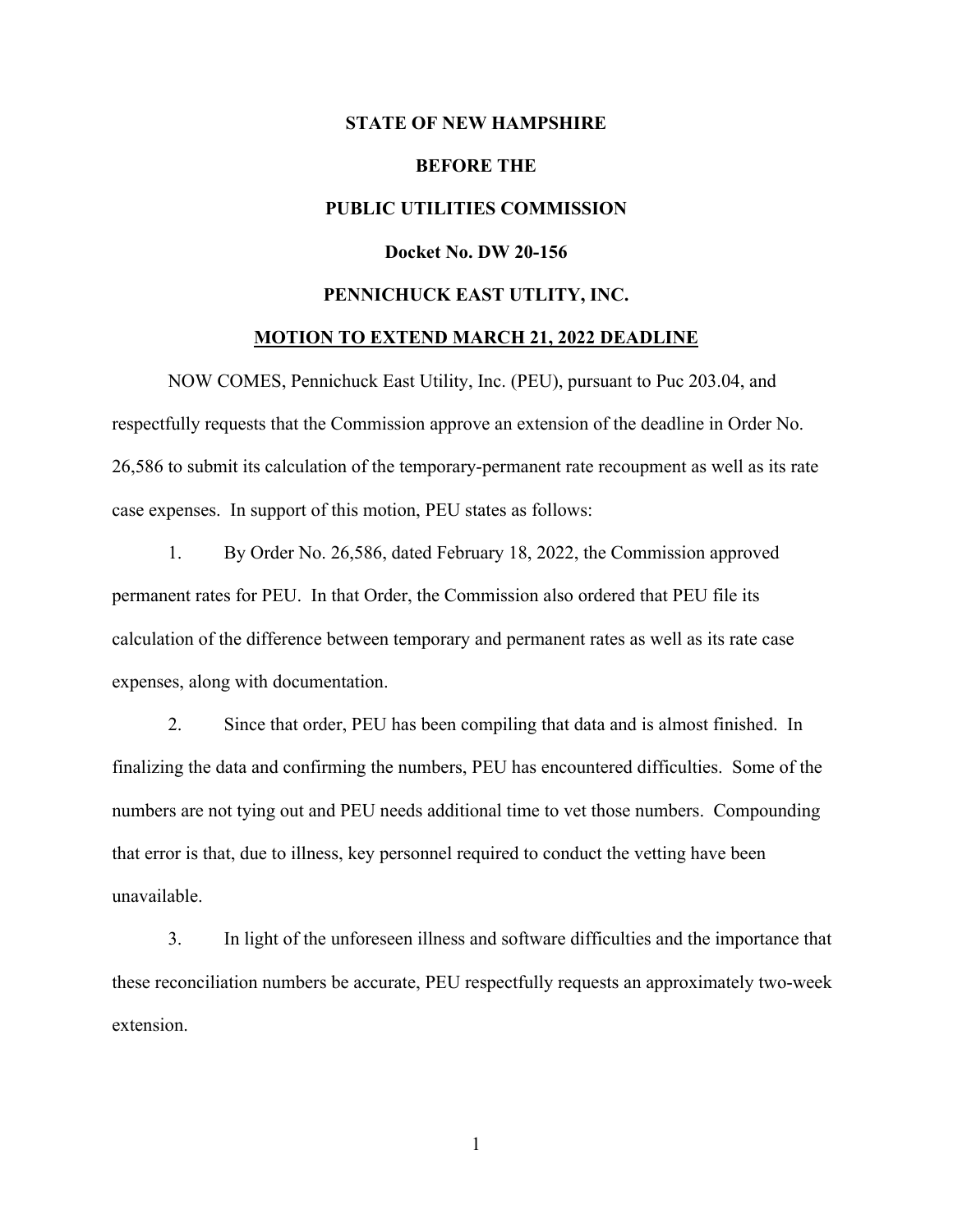**STATE OF NEW HAMPSHIRE**

**BEFORE THE**

**PUBLIC UTILITIES COMMISSION**

**Docket No. DW 20-156**

**PENNICHUCK EAST UTLITY, INC.**

**MOTION TO EXTEND MARCH 21, 2022 DEADLINE**

NOW COMES, Pennichuck East Utility, Inc. (PEU), pursuant to Puc 203.04, and respectfully requests that the Commission approve an extension of the deadline in Order No. 26,586 to submit its calculation of the temporary-permanent rate recoupment as well as its rate case expenses. In support of this motion, PEU states as follows:

1. By Order No. 26,586, dated February 18, 2022, the Commission approved permanent rates for PEU. In that Order, the Commission also ordered that PEU file its calculation of the difference between temporary and permanent rates as well as its rate case expenses, along with documentation.

2. Since that order, PEU has been compiling that data and is almost finished. In finalizing the data and confirming the numbers, PEU has encountered difficulties. Some of the numbers are not tying out and PEU needs additional time to vet those numbers. Compounding that error is that, due to illness, key personnel required to conduct the vetting have been unavailable.

3. In light of the unforeseen illness and software difficulties and the importance that these reconciliation numbers be accurate, PEU respectfully requests an approximately two-week extension.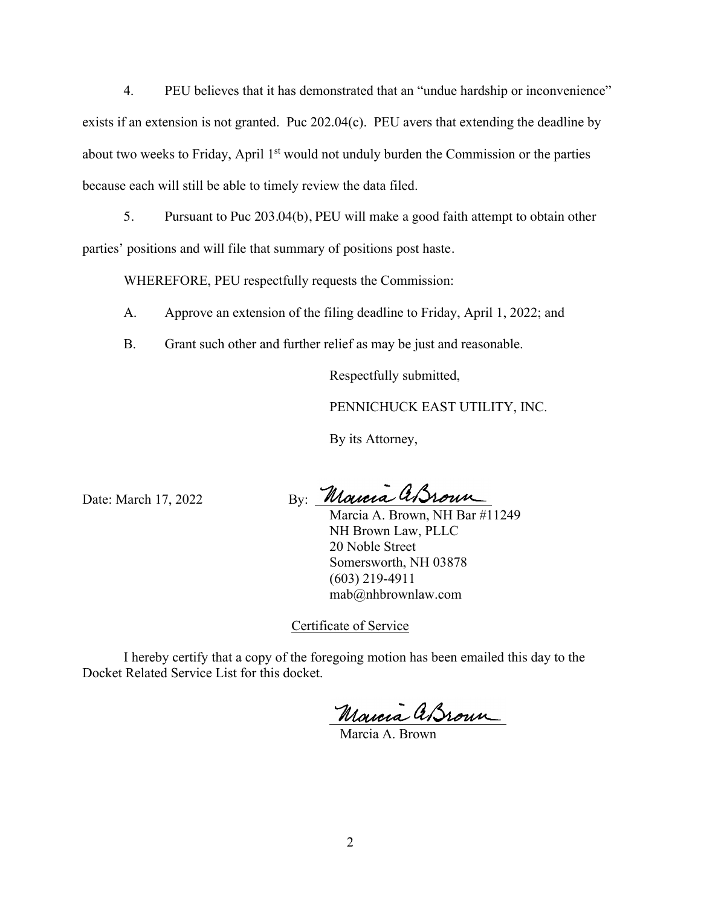4. PEU believes that it has demonstrated that an "undue hardship or inconvenience" exists if an extension is not granted. Puc 202.04(c). PEU avers that extending the deadline by about two weeks to Friday, April 1st would not unduly burden the Commission or the parties because each will still be able to timely review the data filed.

5. Pursuant to Puc 203.04(b), PEU will make a good faith attempt to obtain other parties' positions and will file that summary of positions post haste.

WHEREFORE, PEU respectfully requests the Commission:

A. Approve an extension of the filing deadline to Friday, April 1, 2022; and

B. Grant such other and further relief as may be just and reasonable.

Respectfully submitted,

PENNICHUCK EAST UTILITY, INC.

By its Attorney,

Date: March 17, 2022

By: Marcia A. Brown

Marcia A. Brown, NH Bar #11249
NH Brown Law, PLLC
20 Noble Street
Somersworth, NH 03878
(603) 219-4911
mab@nhbrownlaw.com

Certificate of Service

I hereby certify that a copy of the foregoing motion has been emailed this day to the Docket Related Service List for this docket.

Marcia A. Brown

Marcia A. Brown